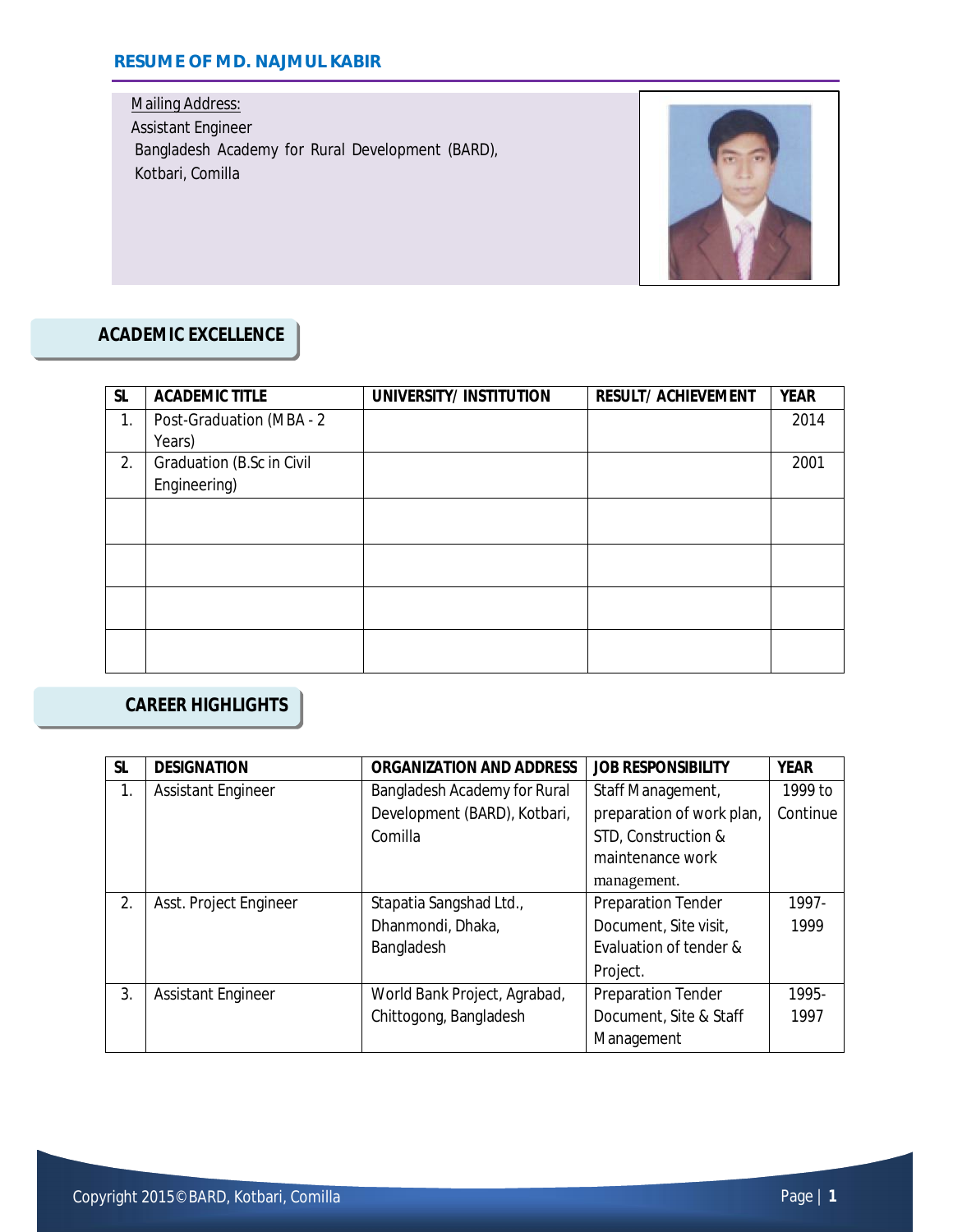# RESUME OF MD. NAJMUL KABIR

Mailing Address:
Assistant Engineer
Bangladesh Academy for Rural Development (BARD),
Kotbari, Comilla

## ACADEMIC EXCELLENCE

| SL | ACADEMIC TITLE | UNIVERSITY/ INSTITUTION | RESULT/ ACHIEVEMENT | YEAR |
|---|---|---|---|---|
| 1. | Post-Graduation (MBA - 2 Years) | | | 2014 |
| 2. | Graduation (B.Sc in Civil Engineering) | | | 2001 |
| | | | | |
| | | | | |
| | | | | |
| | | | | |

## CAREER HIGHLIGHTS

| SL | DESIGNATION | ORGANIZATION AND ADDRESS | JOB RESPONSIBILITY | YEAR |
|---|---|---|---|---|
| 1. | Assistant Engineer | Bangladesh Academy for Rural Development (BARD), Kotbari, Comilla | Staff Management, preparation of work plan, STD, Construction & maintenance work management. | 1999 to Continue |
| 2. | Asst. Project Engineer | Stapatia Sangshad Ltd., Dhanmondi, Dhaka, Bangladesh | Preparation Tender Document, Site visit, Evaluation of tender & Project. | 1997-1999 |
| 3. | Assistant Engineer | World Bank Project, Agrabad, Chittogong, Bangladesh | Preparation Tender Document, Site & Staff Management | 1995-1997 |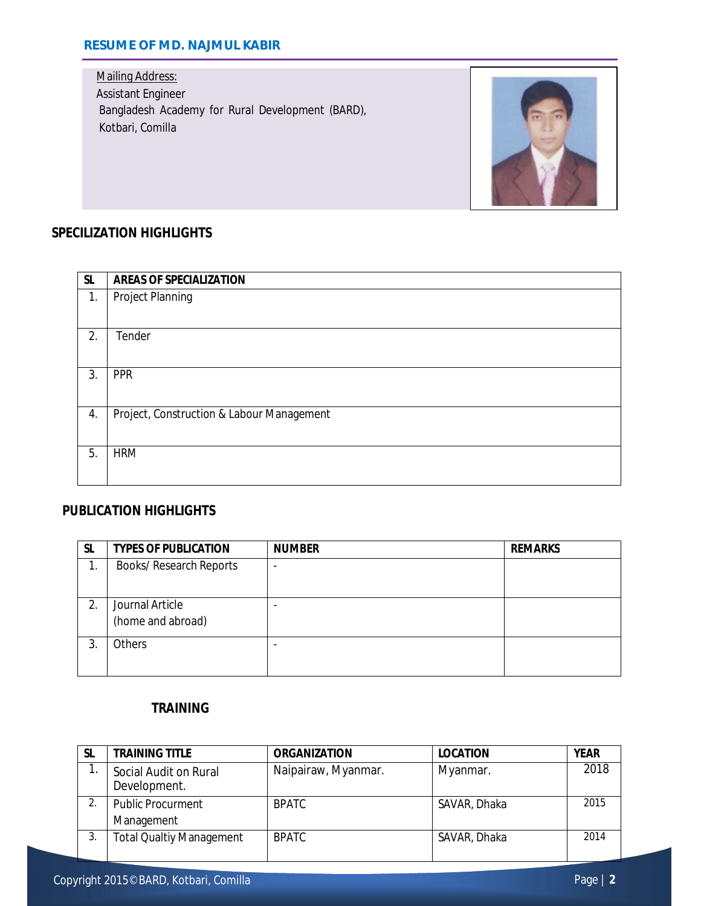**RESUME OF MD. NAJMUL KABIR**

Mailing Address:
Assistant Engineer
Bangladesh Academy for Rural Development (BARD),
Kotbari, Comilla

## SPECILIZATION HIGHLIGHTS

| SL | AREAS OF SPECIALIZATION |
|---|---|
| 1. | Project Planning |
| 2. | Tender |
| 3. | PPR |
| 4. | Project, Construction & Labour Management |
| 5. | HRM |

## PUBLICATION HIGHLIGHTS

| SL | TYPES OF PUBLICATION | NUMBER | REMARKS |
|---|---|---|---|
| 1. | Books/ Research Reports | - | |
| 2. | Journal Article (home and abroad) | - | |
| 3. | Others | - | |

## TRAINING

| SL | TRAINING TITLE | ORGANIZATION | LOCATION | YEAR |
|---|---|---|---|---|
| 1. | Social Audit on Rural Development. | Naipairaw, Myanmar. | Myanmar. | 2018 |
| 2. | Public Procurment Management | BPATC | SAVAR, Dhaka | 2015 |
| 3. | Total Qualtiy Management | BPATC | SAVAR, Dhaka | 2014 |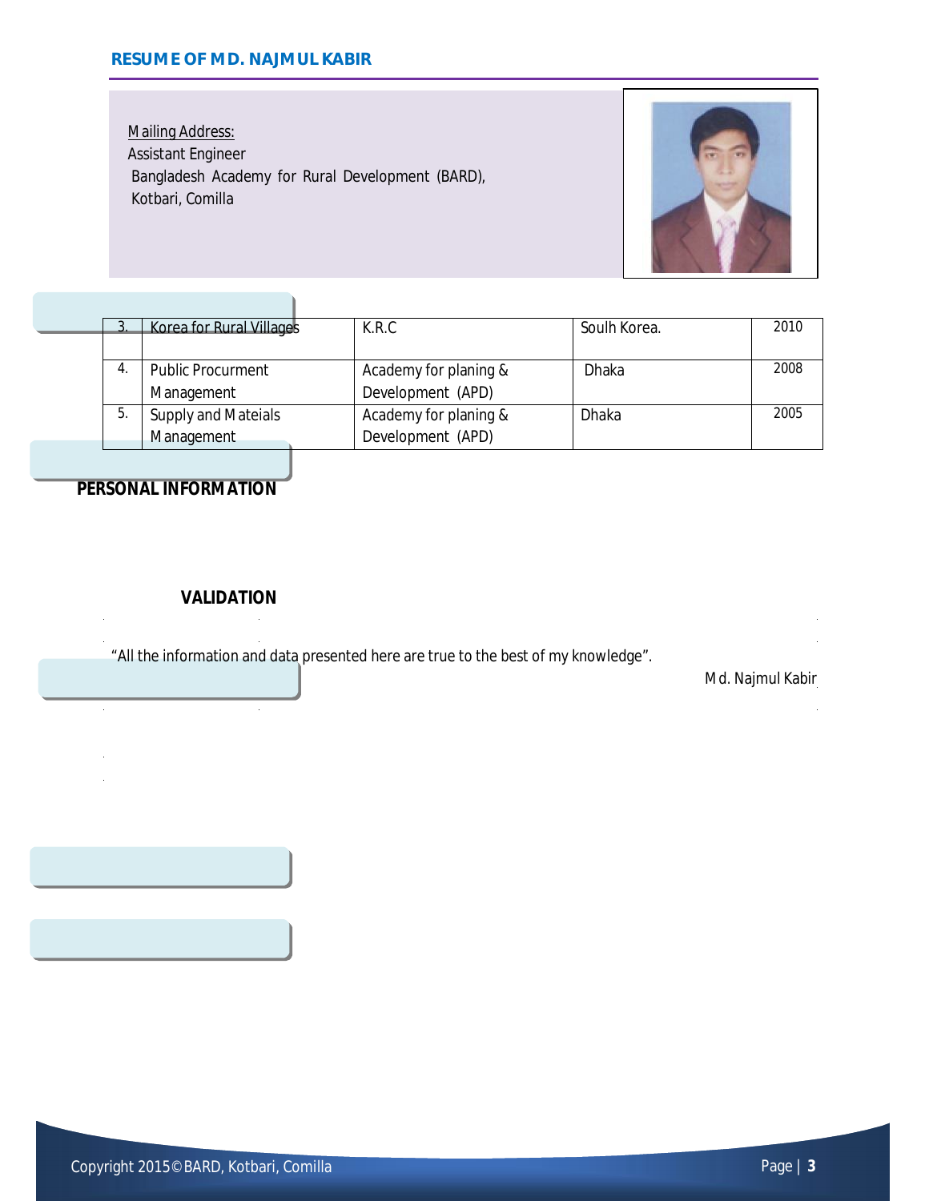Mailing Address:
Assistant Engineer
Bangladesh Academy for Rural Development (BARD),
Kotbari, Comilla

| | | | | |
|---|---|---|---|---|
| 3. | Korea for Rural Villages | K.R.C | Soulh Korea. | 2010 |
| 4. | Public Procurment Management | Academy for planing & Development (APD) | Dhaka | 2008 |
| 5. | Supply and Mateials Management | Academy for planing & Development (APD) | Dhaka | 2005 |

**PERSONAL INFORMATION**

**VALIDATION**

"All the information and data presented here are true to the best of my knowledge".

Md. Najmul Kabir